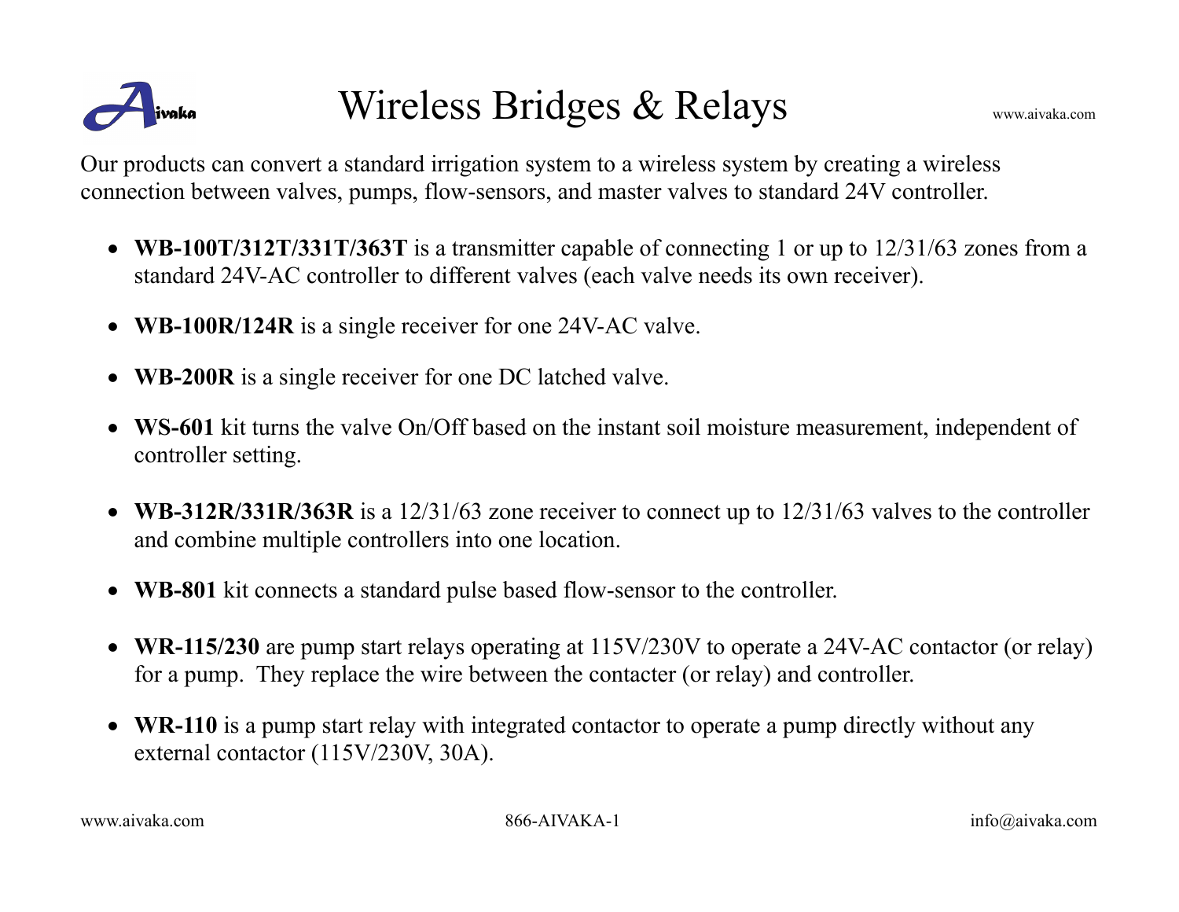# Wireless Bridges & Relays

www.aivaka.com

Our products can convert a standard irrigation system to a wireless system by creating a wireless connection between valves, pumps, flow-sensors, and master valves to standard 24V controller.

- **WB-100T/312T/331T/363T** is a transmitter capable of connecting 1 or up to 12/31/63 zones from a standard 24V-AC controller to different valves (each valve needs its own receiver).
- **WB-100R/124R** is a single receiver for one 24V-AC valve.
- **WB-200R** is a single receiver for one DC latched valve.
- **WS-601** kit turns the valve On/Off based on the instant soil moisture measurement, independent of controller setting.
- **WB-312R/331R/363R** is a 12/31/63 zone receiver to connect up to 12/31/63 valves to the controller and combine multiple controllers into one location.
- **WB-801** kit connects a standard pulse based flow-sensor to the controller.
- **WR-115/230** are pump start relays operating at 115V/230V to operate a 24V-AC contactor (or relay) for a pump. They replace the wire between the contacter (or relay) and controller.
- **WR-110** is a pump start relay with integrated contactor to operate a pump directly without any external contactor (115V/230V, 30A).

www.aivaka.com 866-AIVAKA-1 info@aivaka.com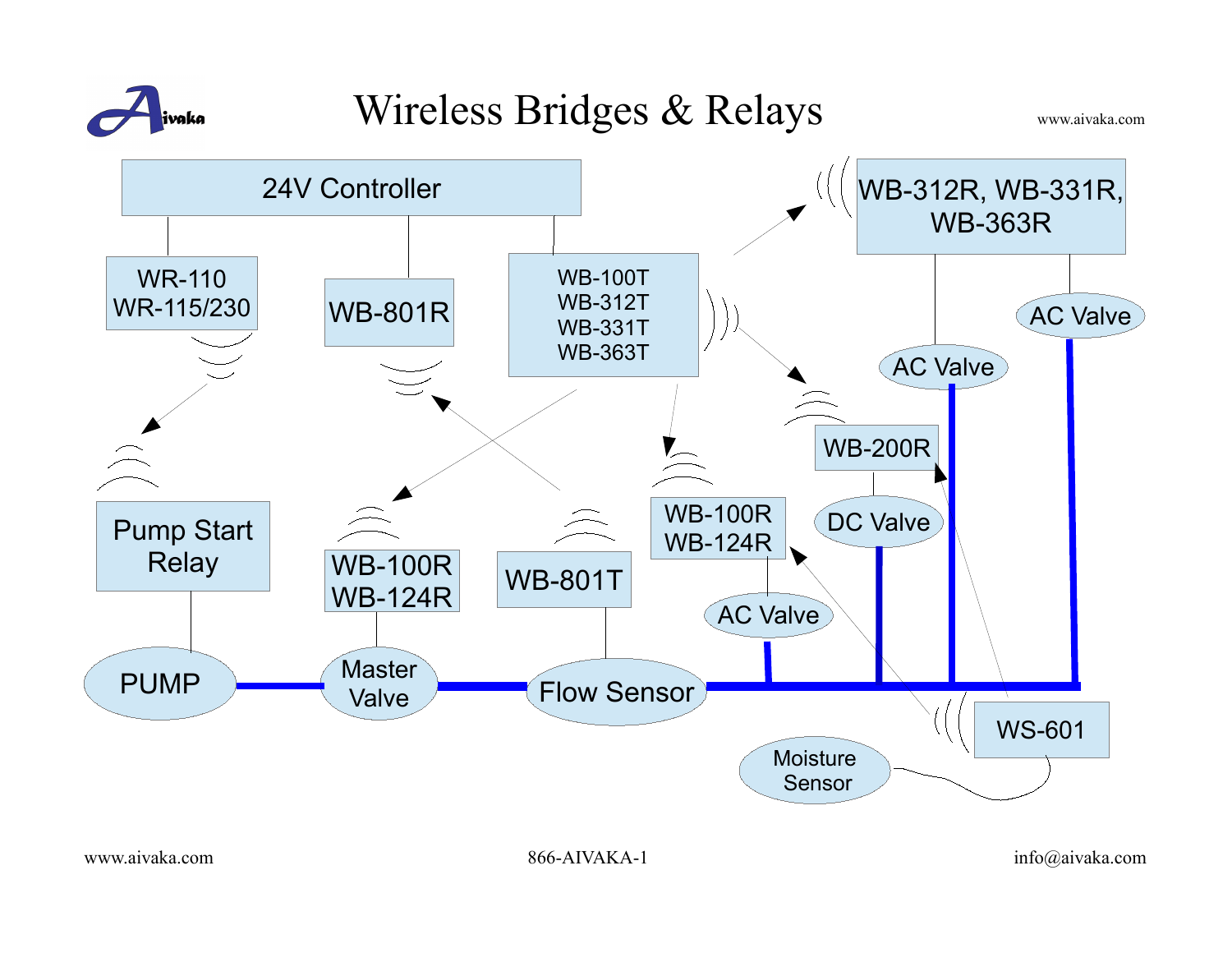# Wireless Bridges & Relays

www.aivaka.com

24V Controller

WR-110
WR-115/230

WB-801R

WB-100T
WB-312T
WB-331T
WB-363T

WB-312R, WB-331R,
WB-363R

AC Valve

AC Valve

WB-200R

Pump Start
Relay

WB-100R
WB-124R

WB-801T

WB-100R
WB-124R

DC Valve

AC Valve

PUMP

Master
Valve

Flow Sensor

WS-601

Moisture
Sensor

www.aivaka.com

866-AIVAKA-1

info@aivaka.com